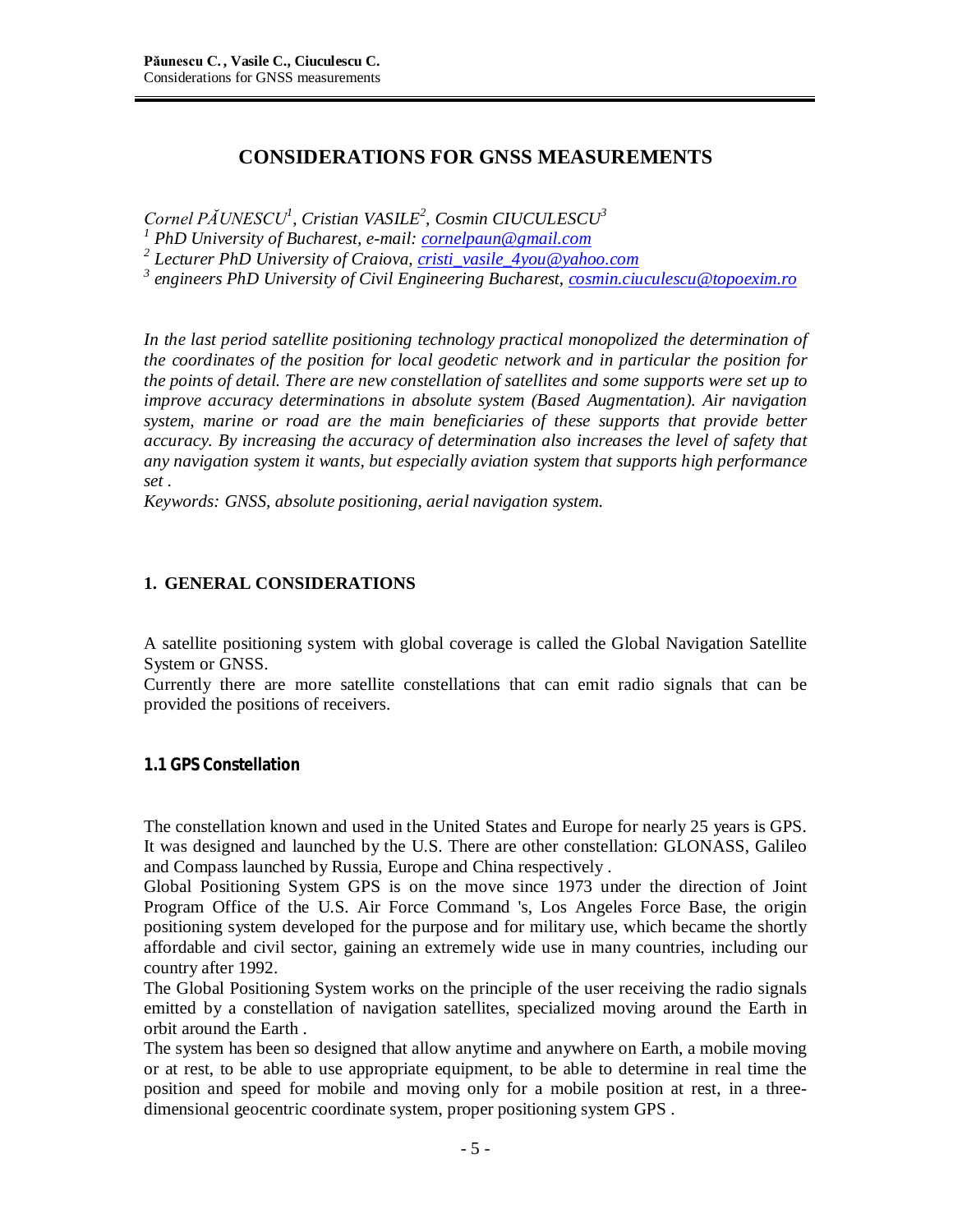# CONSIDERATIONS FOR GNSS MEASUREMENTS

*Cornel PĂUNESCU[1], Cristian VASILE[2], Cosmin CIUCULESCU[3]*
*[1] PhD University of Bucharest, e-mail: cornelpaun@gmail.com*
*[2] Lecturer PhD University of Craiova, cristi_vasile_4you@yahoo.com*
*[3] engineers PhD University of Civil Engineering Bucharest, cosmin.ciuculescu@topoexim.ro*

*In the last period satellite positioning technology practical monopolized the determination of the coordinates of the position for local geodetic network and in particular the position for the points of detail. There are new constellation of satellites and some supports were set up to improve accuracy determinations in absolute system (Based Augmentation). Air navigation system, marine or road are the main beneficiaries of these supports that provide better accuracy. By increasing the accuracy of determination also increases the level of safety that any navigation system it wants, but especially aviation system that supports high performance set .*
*Keywords: GNSS, absolute positioning, aerial navigation system.*

## 1. GENERAL CONSIDERATIONS

A satellite positioning system with global coverage is called the Global Navigation Satellite System or GNSS.
Currently there are more satellite constellations that can emit radio signals that can be provided the positions of receivers.

### 1.1 GPS Constellation

The constellation known and used in the United States and Europe for nearly 25 years is GPS. It was designed and launched by the U.S. There are other constellation: GLONASS, Galileo and Compass launched by Russia, Europe and China respectively .
Global Positioning System GPS is on the move since 1973 under the direction of Joint Program Office of the U.S. Air Force Command 's, Los Angeles Force Base, the origin positioning system developed for the purpose and for military use, which became the shortly affordable and civil sector, gaining an extremely wide use in many countries, including our country after 1992.
The Global Positioning System works on the principle of the user receiving the radio signals emitted by a constellation of navigation satellites, specialized moving around the Earth in orbit around the Earth .
The system has been so designed that allow anytime and anywhere on Earth, a mobile moving or at rest, to be able to use appropriate equipment, to be able to determine in real time the position and speed for mobile and moving only for a mobile position at rest, in a three-dimensional geocentric coordinate system, proper positioning system GPS .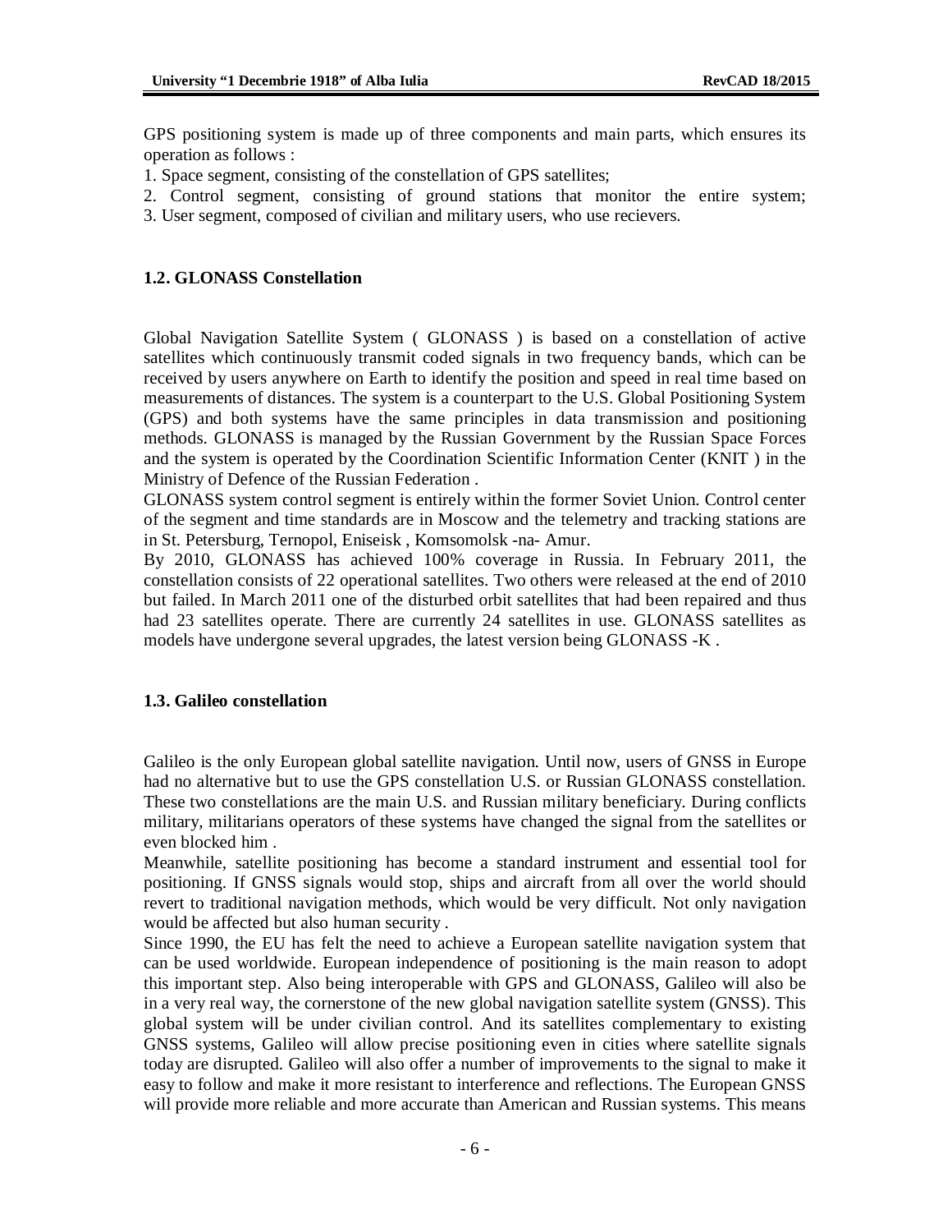GPS positioning system is made up of three components and main parts, which ensures its operation as follows :

1. Space segment, consisting of the constellation of GPS satellites;
2. Control segment, consisting of ground stations that monitor the entire system;
3. User segment, composed of civilian and military users, who use recievers.

### 1.2. GLONASS Constellation

Global Navigation Satellite System ( GLONASS ) is based on a constellation of active satellites which continuously transmit coded signals in two frequency bands, which can be received by users anywhere on Earth to identify the position and speed in real time based on measurements of distances. The system is a counterpart to the U.S. Global Positioning System (GPS) and both systems have the same principles in data transmission and positioning methods. GLONASS is managed by the Russian Government by the Russian Space Forces and the system is operated by the Coordination Scientific Information Center (KNIT ) in the Ministry of Defence of the Russian Federation .

GLONASS system control segment is entirely within the former Soviet Union. Control center of the segment and time standards are in Moscow and the telemetry and tracking stations are in St. Petersburg, Ternopol, Eniseisk , Komsomolsk -na- Amur.

By 2010, GLONASS has achieved 100% coverage in Russia. In February 2011, the constellation consists of 22 operational satellites. Two others were released at the end of 2010 but failed. In March 2011 one of the disturbed orbit satellites that had been repaired and thus had 23 satellites operate. There are currently 24 satellites in use. GLONASS satellites as models have undergone several upgrades, the latest version being GLONASS -K .

### 1.3. Galileo constellation

Galileo is the only European global satellite navigation. Until now, users of GNSS in Europe had no alternative but to use the GPS constellation U.S. or Russian GLONASS constellation. These two constellations are the main U.S. and Russian military beneficiary. During conflicts military, militarians operators of these systems have changed the signal from the satellites or even blocked him .

Meanwhile, satellite positioning has become a standard instrument and essential tool for positioning. If GNSS signals would stop, ships and aircraft from all over the world should revert to traditional navigation methods, which would be very difficult. Not only navigation would be affected but also human security .

Since 1990, the EU has felt the need to achieve a European satellite navigation system that can be used worldwide. European independence of positioning is the main reason to adopt this important step. Also being interoperable with GPS and GLONASS, Galileo will also be in a very real way, the cornerstone of the new global navigation satellite system (GNSS). This global system will be under civilian control. And its satellites complementary to existing GNSS systems, Galileo will allow precise positioning even in cities where satellite signals today are disrupted. Galileo will also offer a number of improvements to the signal to make it easy to follow and make it more resistant to interference and reflections. The European GNSS will provide more reliable and more accurate than American and Russian systems. This means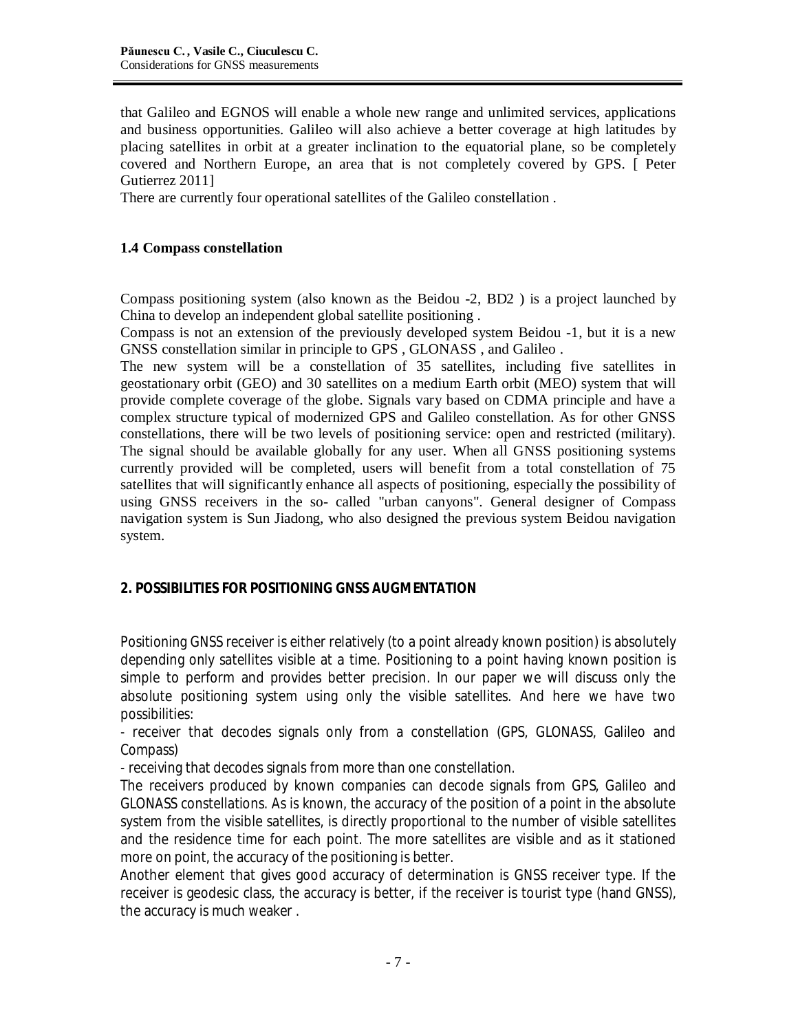that Galileo and EGNOS will enable a whole new range and unlimited services, applications and business opportunities. Galileo will also achieve a better coverage at high latitudes by placing satellites in orbit at a greater inclination to the equatorial plane, so be completely covered and Northern Europe, an area that is not completely covered by GPS. [ Peter Gutierrez 2011]

There are currently four operational satellites of the Galileo constellation .

### 1.4 Compass constellation

Compass positioning system (also known as the Beidou -2, BD2 ) is a project launched by China to develop an independent global satellite positioning .

Compass is not an extension of the previously developed system Beidou -1, but it is a new GNSS constellation similar in principle to GPS , GLONASS , and Galileo .

The new system will be a constellation of 35 satellites, including five satellites in geostationary orbit (GEO) and 30 satellites on a medium Earth orbit (MEO) system that will provide complete coverage of the globe. Signals vary based on CDMA principle and have a complex structure typical of modernized GPS and Galileo constellation. As for other GNSS constellations, there will be two levels of positioning service: open and restricted (military). The signal should be available globally for any user. When all GNSS positioning systems currently provided will be completed, users will benefit from a total constellation of 75 satellites that will significantly enhance all aspects of positioning, especially the possibility of using GNSS receivers in the so- called "urban canyons". General designer of Compass navigation system is Sun Jiadong, who also designed the previous system Beidou navigation system.

## 2. POSSIBILITIES FOR POSITIONING GNSS AUGMENTATION

Positioning GNSS receiver is either relatively (to a point already known position) is absolutely depending only satellites visible at a time. Positioning to a point having known position is simple to perform and provides better precision. In our paper we will discuss only the absolute positioning system using only the visible satellites. And here we have two possibilities:

- receiver that decodes signals only from a constellation (GPS, GLONASS, Galileo and Compass)
- receiving that decodes signals from more than one constellation.

The receivers produced by known companies can decode signals from GPS, Galileo and GLONASS constellations. As is known, the accuracy of the position of a point in the absolute system from the visible satellites, is directly proportional to the number of visible satellites and the residence time for each point. The more satellites are visible and as it stationed more on point, the accuracy of the positioning is better.

Another element that gives good accuracy of determination is GNSS receiver type. If the receiver is geodesic class, the accuracy is better, if the receiver is tourist type (hand GNSS), the accuracy is much weaker .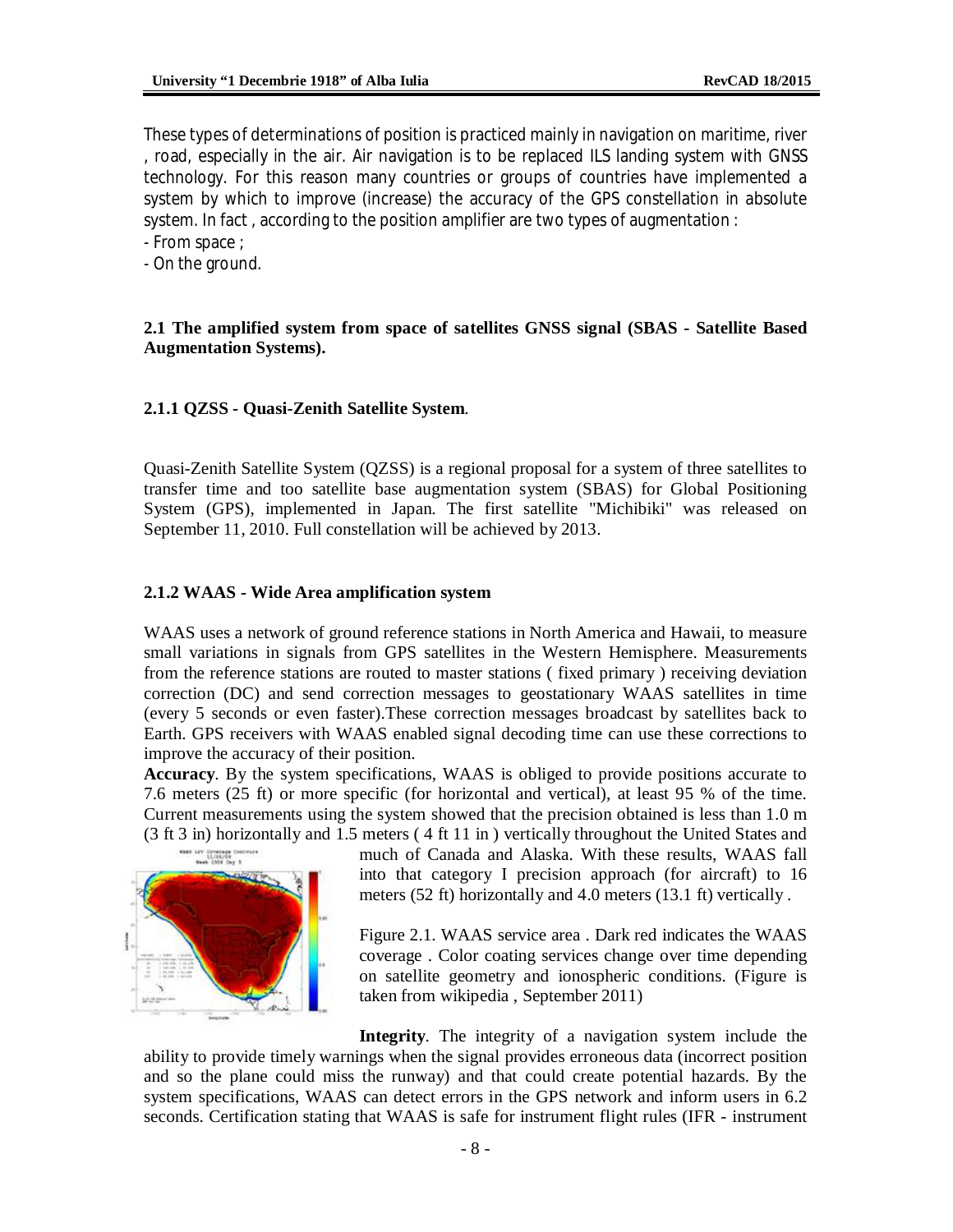These types of determinations of position is practiced mainly in navigation on maritime, river , road, especially in the air. Air navigation is to be replaced ILS landing system with GNSS technology. For this reason many countries or groups of countries have implemented a system by which to improve (increase) the accuracy of the GPS constellation in absolute system. In fact , according to the position amplifier are two types of augmentation :

- From space ;
- On the ground.

## 2.1 The amplified system from space of satellites GNSS signal (SBAS - Satellite Based Augmentation Systems).

### 2.1.1 QZSS - Quasi-Zenith Satellite System.

Quasi-Zenith Satellite System (QZSS) is a regional proposal for a system of three satellites to transfer time and too satellite base augmentation system (SBAS) for Global Positioning System (GPS), implemented in Japan. The first satellite "Michibiki" was released on September 11, 2010. Full constellation will be achieved by 2013.

### 2.1.2 WAAS - Wide Area amplification system

WAAS uses a network of ground reference stations in North America and Hawaii, to measure small variations in signals from GPS satellites in the Western Hemisphere. Measurements from the reference stations are routed to master stations ( fixed primary ) receiving deviation correction (DC) and send correction messages to geostationary WAAS satellites in time (every 5 seconds or even faster).These correction messages broadcast by satellites back to Earth. GPS receivers with WAAS enabled signal decoding time can use these corrections to improve the accuracy of their position.

**Accuracy**. By the system specifications, WAAS is obliged to provide positions accurate to 7.6 meters (25 ft) or more specific (for horizontal and vertical), at least 95 % of the time. Current measurements using the system showed that the precision obtained is less than 1.0 m (3 ft 3 in) horizontally and 1.5 meters ( 4 ft 11 in ) vertically throughout the United States and much of Canada and Alaska. With these results, WAAS fall into that category I precision approach (for aircraft) to 16 meters (52 ft) horizontally and 4.0 meters (13.1 ft) vertically .

Figure 2.1. WAAS service area . Dark red indicates the WAAS coverage . Color coating services change over time depending on satellite geometry and ionospheric conditions. (Figure is taken from wikipedia , September 2011)

**Integrity**. The integrity of a navigation system include the ability to provide timely warnings when the signal provides erroneous data (incorrect position and so the plane could miss the runway) and that could create potential hazards. By the system specifications, WAAS can detect errors in the GPS network and inform users in 6.2 seconds. Certification stating that WAAS is safe for instrument flight rules (IFR - instrument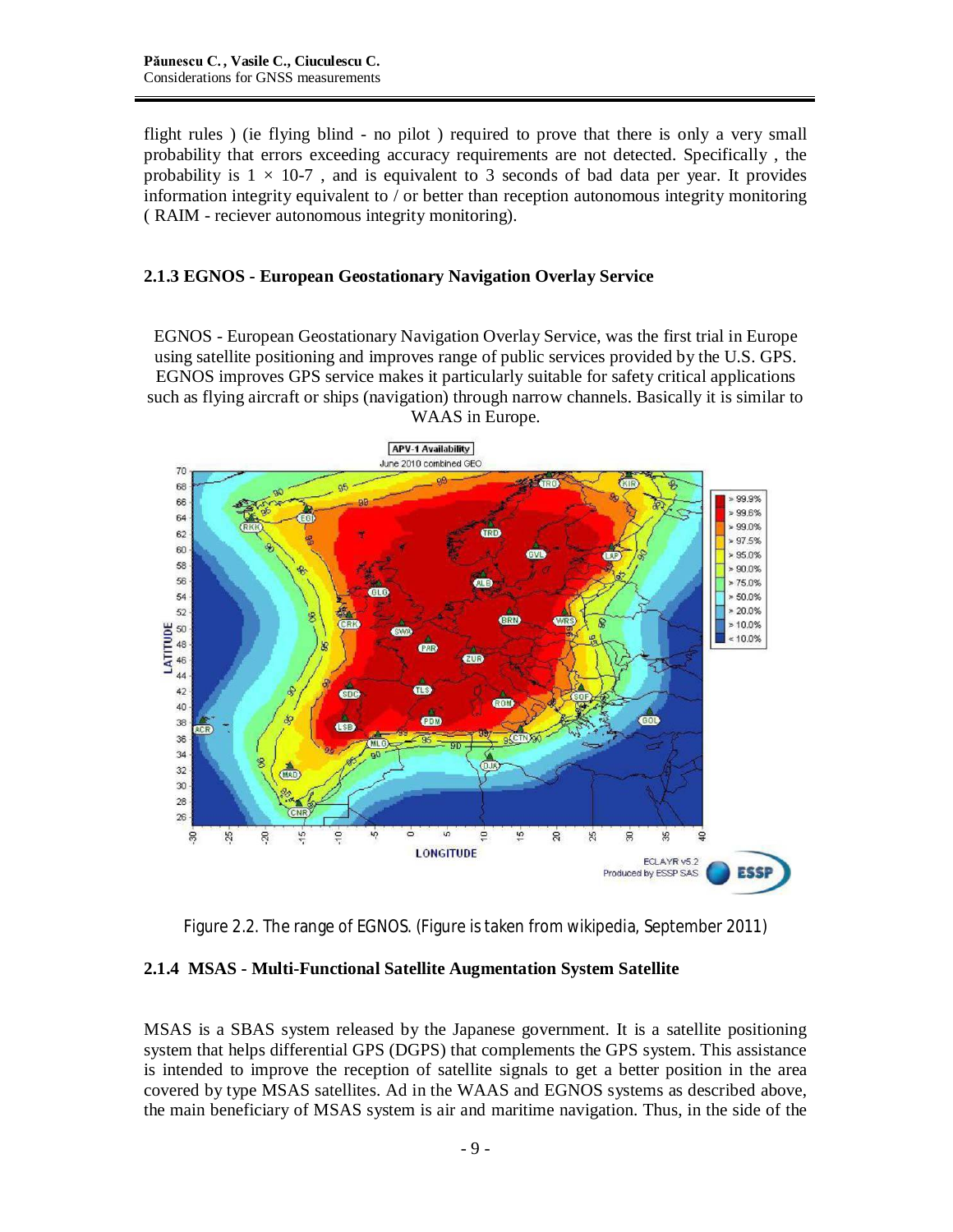flight rules ) (ie flying blind - no pilot ) required to prove that there is only a very small probability that errors exceeding accuracy requirements are not detected. Specifically , the probability is 1 × 10-7 , and is equivalent to 3 seconds of bad data per year. It provides information integrity equivalent to / or better than reception autonomous integrity monitoring ( RAIM - reciever autonomous integrity monitoring).

### 2.1.3 EGNOS - European Geostationary Navigation Overlay Service

EGNOS - European Geostationary Navigation Overlay Service, was the first trial in Europe using satellite positioning and improves range of public services provided by the U.S. GPS. EGNOS improves GPS service makes it particularly suitable for safety critical applications such as flying aircraft or ships (navigation) through narrow channels. Basically it is similar to WAAS in Europe.

Figure 2.2. The range of EGNOS. (Figure is taken from wikipedia, September 2011)

### 2.1.4 MSAS - Multi-Functional Satellite Augmentation System Satellite

MSAS is a SBAS system released by the Japanese government. It is a satellite positioning system that helps differential GPS (DGPS) that complements the GPS system. This assistance is intended to improve the reception of satellite signals to get a better position in the area covered by type MSAS satellites. Ad in the WAAS and EGNOS systems as described above, the main beneficiary of MSAS system is air and maritime navigation. Thus, in the side of the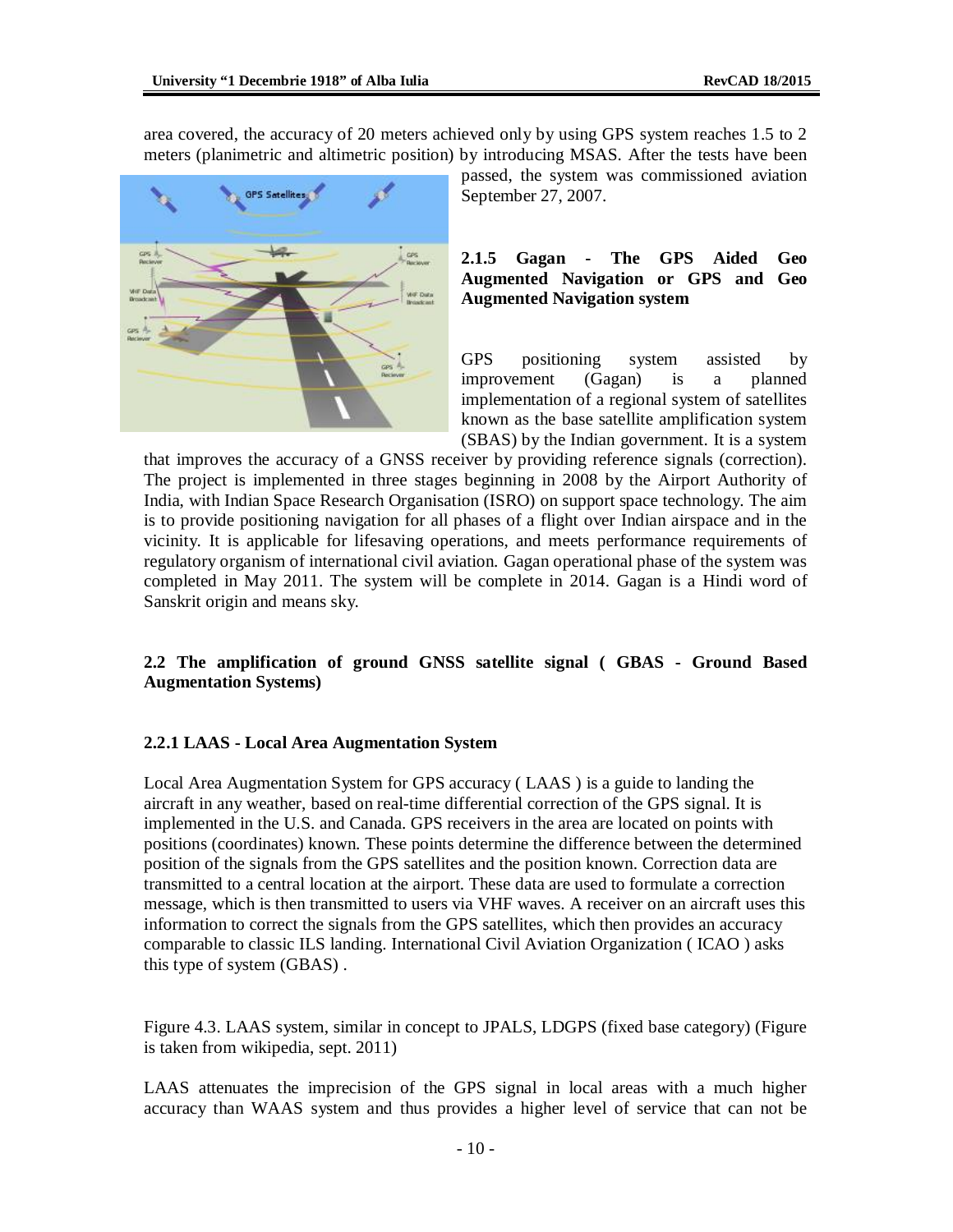area covered, the accuracy of 20 meters achieved only by using GPS system reaches 1.5 to 2 meters (planimetric and altimetric position) by introducing MSAS. After the tests have been passed, the system was commissioned aviation September 27, 2007.

#### 2.1.5 Gagan - The GPS Aided Geo Augmented Navigation or GPS and Geo Augmented Navigation system

GPS positioning system assisted by improvement (Gagan) is a planned implementation of a regional system of satellites known as the base satellite amplification system (SBAS) by the Indian government. It is a system that improves the accuracy of a GNSS receiver by providing reference signals (correction). The project is implemented in three stages beginning in 2008 by the Airport Authority of India, with Indian Space Research Organisation (ISRO) on support space technology. The aim is to provide positioning navigation for all phases of a flight over Indian airspace and in the vicinity. It is applicable for lifesaving operations, and meets performance requirements of regulatory organism of international civil aviation. Gagan operational phase of the system was completed in May 2011. The system will be complete in 2014. Gagan is a Hindi word of Sanskrit origin and means sky.

### 2.2 The amplification of ground GNSS satellite signal ( GBAS - Ground Based Augmentation Systems)

#### 2.2.1 LAAS - Local Area Augmentation System

Local Area Augmentation System for GPS accuracy ( LAAS ) is a guide to landing the aircraft in any weather, based on real-time differential correction of the GPS signal. It is implemented in the U.S. and Canada. GPS receivers in the area are located on points with positions (coordinates) known. These points determine the difference between the determined position of the signals from the GPS satellites and the position known. Correction data are transmitted to a central location at the airport. These data are used to formulate a correction message, which is then transmitted to users via VHF waves. A receiver on an aircraft uses this information to correct the signals from the GPS satellites, which then provides an accuracy comparable to classic ILS landing. International Civil Aviation Organization ( ICAO ) asks this type of system (GBAS) .

Figure 4.3. LAAS system, similar in concept to JPALS, LDGPS (fixed base category) (Figure is taken from wikipedia, sept. 2011)

LAAS attenuates the imprecision of the GPS signal in local areas with a much higher accuracy than WAAS system and thus provides a higher level of service that can not be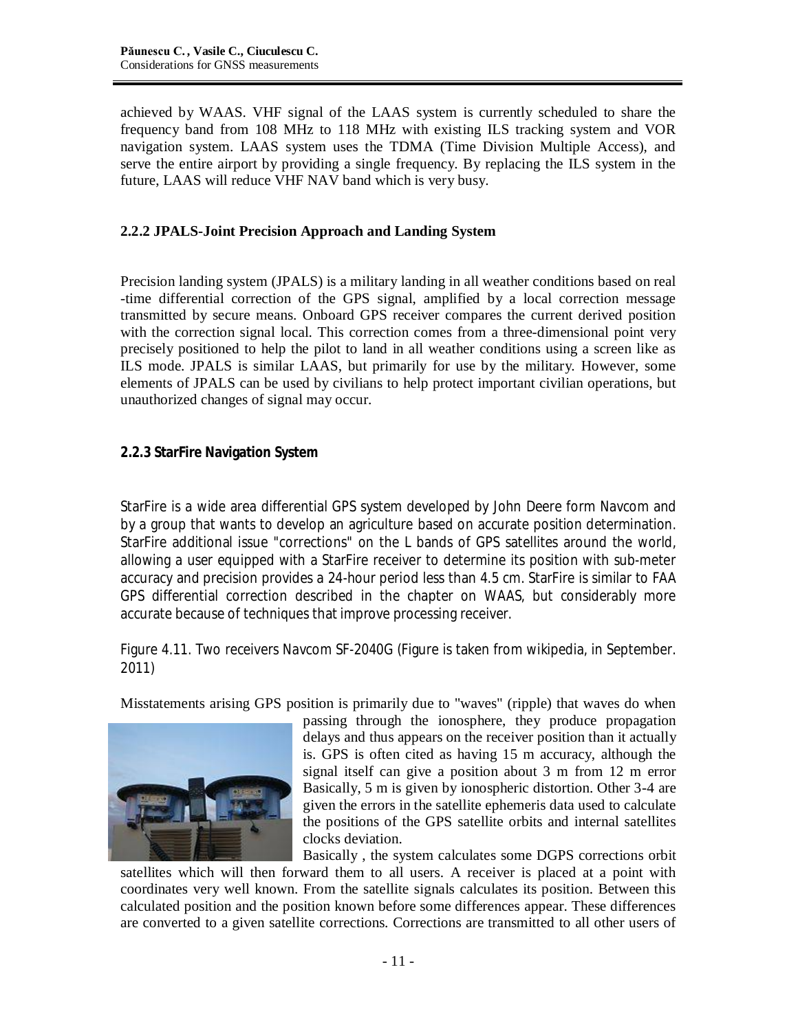achieved by WAAS. VHF signal of the LAAS system is currently scheduled to share the frequency band from 108 MHz to 118 MHz with existing ILS tracking system and VOR navigation system. LAAS system uses the TDMA (Time Division Multiple Access), and serve the entire airport by providing a single frequency. By replacing the ILS system in the future, LAAS will reduce VHF NAV band which is very busy.

### 2.2.2 JPALS-Joint Precision Approach and Landing System

Precision landing system (JPALS) is a military landing in all weather conditions based on real -time differential correction of the GPS signal, amplified by a local correction message transmitted by secure means. Onboard GPS receiver compares the current derived position with the correction signal local. This correction comes from a three-dimensional point very precisely positioned to help the pilot to land in all weather conditions using a screen like as ILS mode. JPALS is similar LAAS, but primarily for use by the military. However, some elements of JPALS can be used by civilians to help protect important civilian operations, but unauthorized changes of signal may occur.

### 2.2.3 StarFire Navigation System

StarFire is a wide area differential GPS system developed by John Deere form Navcom and by a group that wants to develop an agriculture based on accurate position determination. StarFire additional issue "corrections" on the L bands of GPS satellites around the world, allowing a user equipped with a StarFire receiver to determine its position with sub-meter accuracy and precision provides a 24-hour period less than 4.5 cm. StarFire is similar to FAA GPS differential correction described in the chapter on WAAS, but considerably more accurate because of techniques that improve processing receiver.

Figure 4.11. Two receivers Navcom SF-2040G (Figure is taken from wikipedia, in September. 2011)

Misstatements arising GPS position is primarily due to "waves" (ripple) that waves do when passing through the ionosphere, they produce propagation delays and thus appears on the receiver position than it actually is. GPS is often cited as having 15 m accuracy, although the signal itself can give a position about 3 m from 12 m error Basically, 5 m is given by ionospheric distortion. Other 3-4 are given the errors in the satellite ephemeris data used to calculate the positions of the GPS satellite orbits and internal satellites clocks deviation.

Basically , the system calculates some DGPS corrections orbit satellites which will then forward them to all users. A receiver is placed at a point with coordinates very well known. From the satellite signals calculates its position. Between this calculated position and the position known before some differences appear. These differences are converted to a given satellite corrections. Corrections are transmitted to all other users of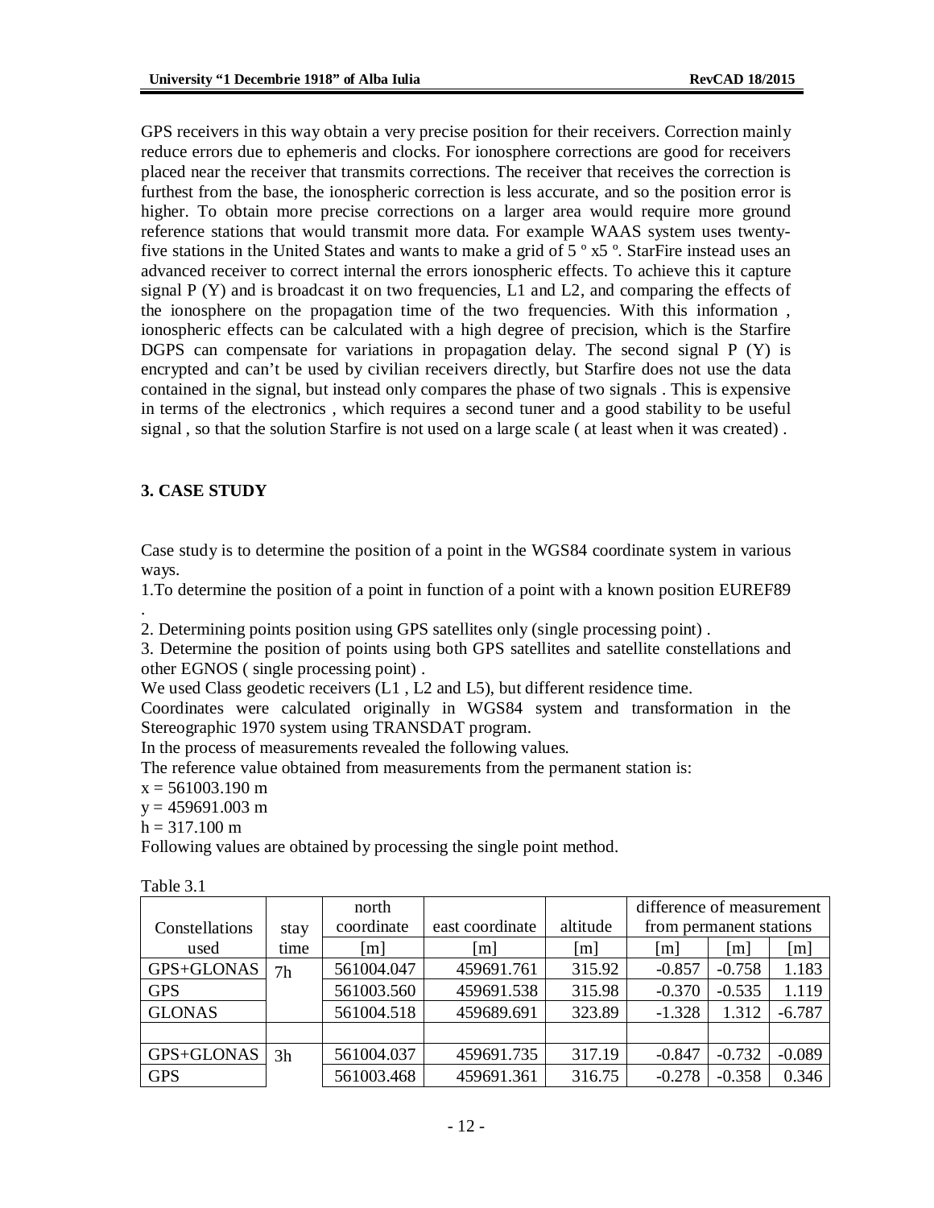GPS receivers in this way obtain a very precise position for their receivers. Correction mainly reduce errors due to ephemeris and clocks. For ionosphere corrections are good for receivers placed near the receiver that transmits corrections. The receiver that receives the correction is furthest from the base, the ionospheric correction is less accurate, and so the position error is higher. To obtain more precise corrections on a larger area would require more ground reference stations that would transmit more data. For example WAAS system uses twenty-five stations in the United States and wants to make a grid of 5 º x5 º. StarFire instead uses an advanced receiver to correct internal the errors ionospheric effects. To achieve this it capture signal P (Y) and is broadcast it on two frequencies, L1 and L2, and comparing the effects of the ionosphere on the propagation time of the two frequencies. With this information , ionospheric effects can be calculated with a high degree of precision, which is the Starfire DGPS can compensate for variations in propagation delay. The second signal P (Y) is encrypted and can't be used by civilian receivers directly, but Starfire does not use the data contained in the signal, but instead only compares the phase of two signals . This is expensive in terms of the electronics , which requires a second tuner and a good stability to be useful signal , so that the solution Starfire is not used on a large scale ( at least when it was created) .

## 3. CASE STUDY

Case study is to determine the position of a point in the WGS84 coordinate system in various ways.

1.To determine the position of a point in function of a point with a known position EUREF89 .

2. Determining points position using GPS satellites only (single processing point) .

3. Determine the position of points using both GPS satellites and satellite constellations and other EGNOS ( single processing point) .

We used Class geodetic receivers (L1 , L2 and L5), but different residence time.

Coordinates were calculated originally in WGS84 system and transformation in the Stereographic 1970 system using TRANSDAT program.

In the process of measurements revealed the following values.

The reference value obtained from measurements from the permanent station is:

x = 561003.190 m

y = 459691.003 m

h = 317.100 m

Following values are obtained by processing the single point method.

Table 3.1

| Constellations used | stay time | north coordinate [m] | east coordinate [m] | altitude [m] | difference of measurement from permanent stations [m] | [m] | [m] |
|---|---|---|---|---|---|---|---|
| GPS+GLONAS | 7h | 561004.047 | 459691.761 | 315.92 | -0.857 | -0.758 | 1.183 |
| GPS | | 561003.560 | 459691.538 | 315.98 | -0.370 | -0.535 | 1.119 |
| GLONAS | | 561004.518 | 459689.691 | 323.89 | -1.328 | 1.312 | -6.787 |
| | | | | | | | |
| GPS+GLONAS | 3h | 561004.037 | 459691.735 | 317.19 | -0.847 | -0.732 | -0.089 |
| GPS | | 561003.468 | 459691.361 | 316.75 | -0.278 | -0.358 | 0.346 |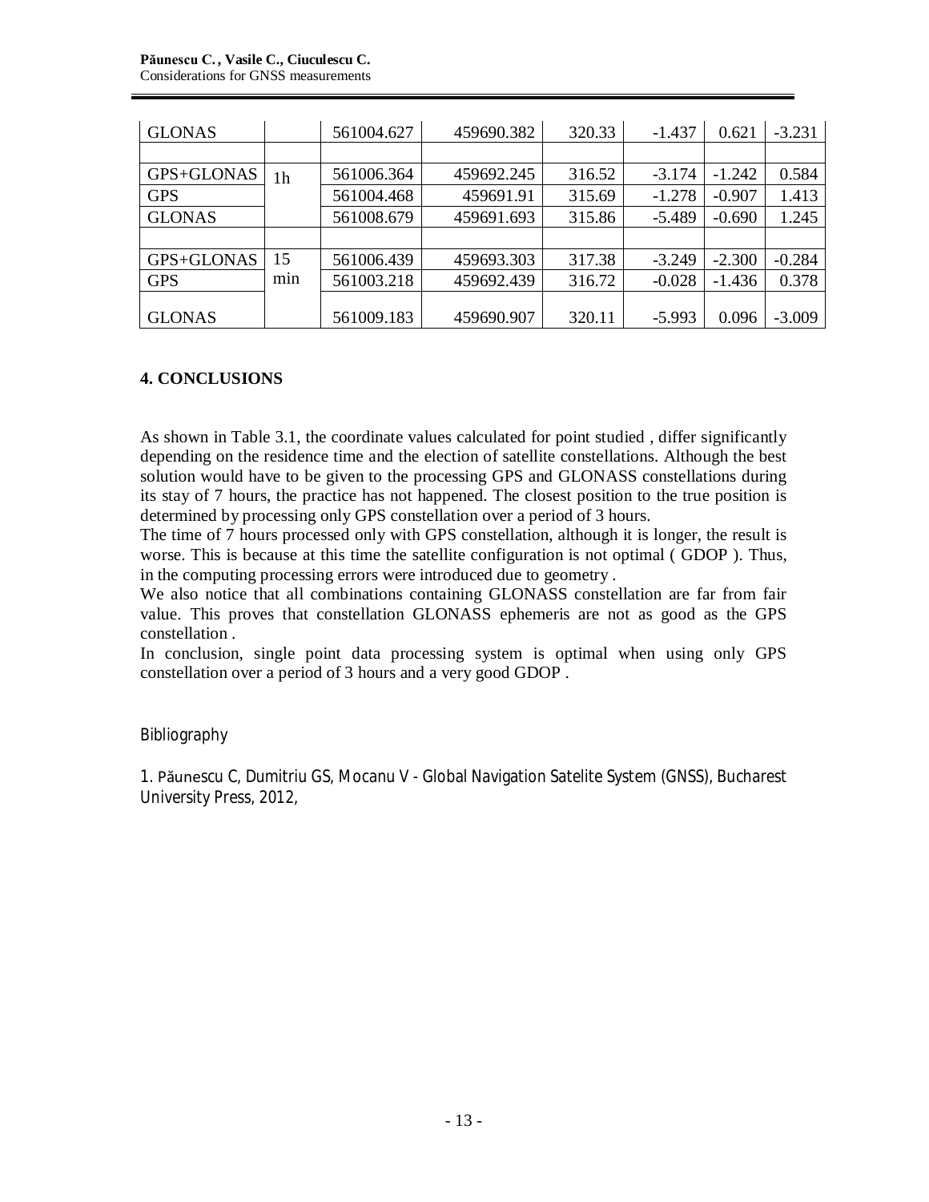| | | | | | | | |
|---|---|---|---|---|---|---|---|
| GLONAS | | 561004.627 | 459690.382 | 320.33 | -1.437 | 0.621 | -3.231 |
| | | | | | | | |
| GPS+GLONAS | 1h | 561006.364 | 459692.245 | 316.52 | -3.174 | -1.242 | 0.584 |
| GPS | | 561004.468 | 459691.91 | 315.69 | -1.278 | -0.907 | 1.413 |
| GLONAS | | 561008.679 | 459691.693 | 315.86 | -5.489 | -0.690 | 1.245 |
| | | | | | | | |
| GPS+GLONAS | 15 min | 561006.439 | 459693.303 | 317.38 | -3.249 | -2.300 | -0.284 |
| GPS | | 561003.218 | 459692.439 | 316.72 | -0.028 | -1.436 | 0.378 |
| GLONAS | | 561009.183 | 459690.907 | 320.11 | -5.993 | 0.096 | -3.009 |

## 4. CONCLUSIONS

As shown in Table 3.1, the coordinate values calculated for point studied , differ significantly depending on the residence time and the election of satellite constellations. Although the best solution would have to be given to the processing GPS and GLONASS constellations during its stay of 7 hours, the practice has not happened. The closest position to the true position is determined by processing only GPS constellation over a period of 3 hours.

The time of 7 hours processed only with GPS constellation, although it is longer, the result is worse. This is because at this time the satellite configuration is not optimal ( GDOP ). Thus, in the computing processing errors were introduced due to geometry .

We also notice that all combinations containing GLONASS constellation are far from fair value. This proves that constellation GLONASS ephemeris are not as good as the GPS constellation .

In conclusion, single point data processing system is optimal when using only GPS constellation over a period of 3 hours and a very good GDOP .

Bibliography

1. Păunescu C, Dumitriu GS, Mocanu V - Global Navigation Satelite System (GNSS), Bucharest University Press, 2012,